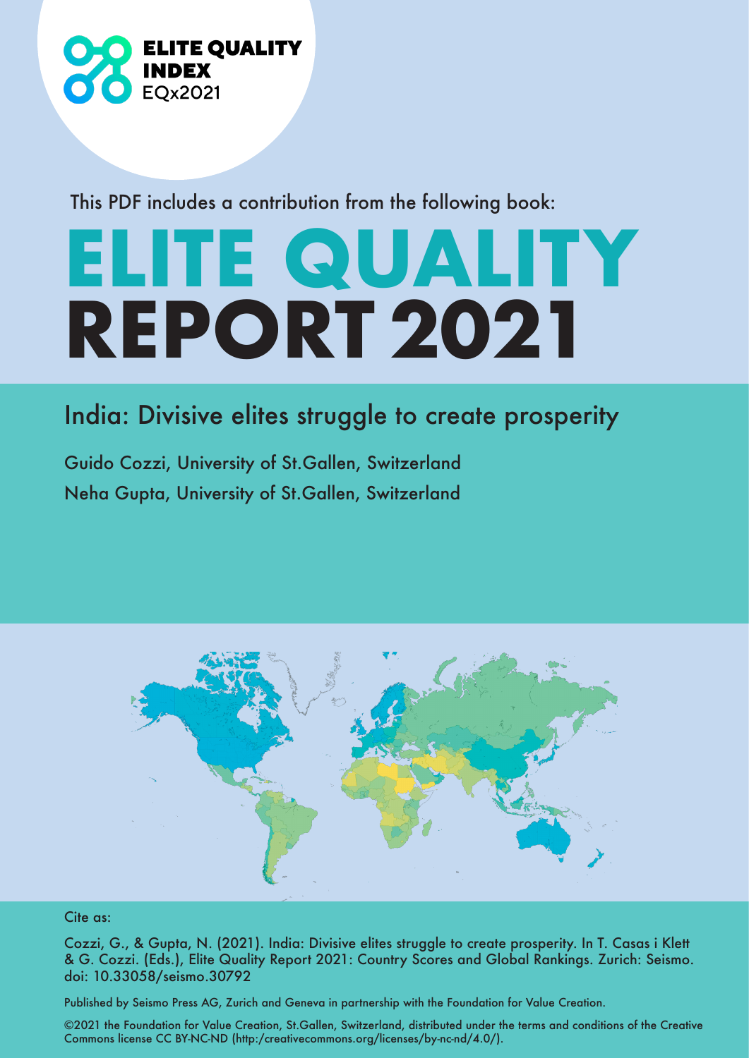ELITE QUALITY INDEX
EQx2021

This PDF includes a contribution from the following book:

# ELITE QUALITY REPORT 2021

## India: Divisive elites struggle to create prosperity

Guido Cozzi, University of St.Gallen, Switzerland

Neha Gupta, University of St.Gallen, Switzerland

Cite as:

Cozzi, G., & Gupta, N. (2021). India: Divisive elites struggle to create prosperity. In T. Casas i Klett & G. Cozzi. (Eds.), Elite Quality Report 2021: Country Scores and Global Rankings. Zurich: Seismo. doi: 10.33058/seismo.30792

Published by Seismo Press AG, Zurich and Geneva in partnership with the Foundation for Value Creation.

©2021 the Foundation for Value Creation, St.Gallen, Switzerland, distributed under the terms and conditions of the Creative Commons license CC BY-NC-ND (http:/creativecommons.org/licenses/by-nc-nd/4.0/).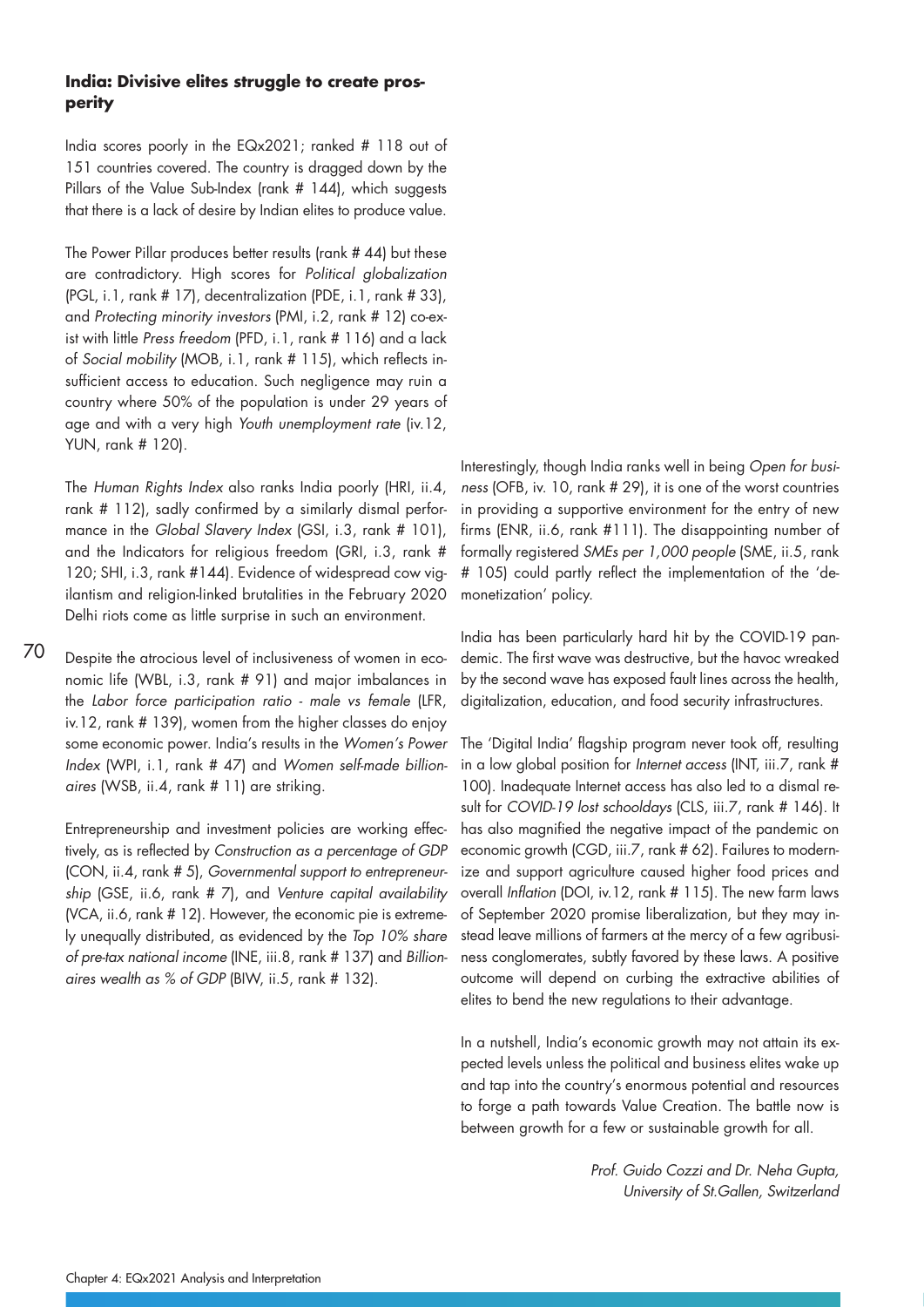### India: Divisive elites struggle to create prosperity

India scores poorly in the EQx2021; ranked # 118 out of 151 countries covered. The country is dragged down by the Pillars of the Value Sub-Index (rank # 144), which suggests that there is a lack of desire by Indian elites to produce value.

The Power Pillar produces better results (rank # 44) but these are contradictory. High scores for *Political globalization* (PGL, i.1, rank # 17), decentralization (PDE, i.1, rank # 33), and *Protecting minority investors* (PMI, i.2, rank # 12) co-exist with little *Press freedom* (PFD, i.1, rank # 116) and a lack of *Social mobility* (MOB, i.1, rank # 115), which reflects insufficient access to education. Such negligence may ruin a country where 50% of the population is under 29 years of age and with a very high *Youth unemployment rate* (iv.12, YUN, rank # 120).

The *Human Rights Index* also ranks India poorly (HRI, ii.4, rank # 112), sadly confirmed by a similarly dismal performance in the *Global Slavery Index* (GSI, i.3, rank # 101), and the Indicators for religious freedom (GRI, i.3, rank # 120; SHI, i.3, rank #144). Evidence of widespread cow vigilantism and religion-linked brutalities in the February 2020 Delhi riots come as little surprise in such an environment.

Despite the atrocious level of inclusiveness of women in economic life (WBL, i.3, rank # 91) and major imbalances in the *Labor force participation ratio - male vs female* (LFR, iv.12, rank # 139), women from the higher classes do enjoy some economic power. India's results in the *Women's Power Index* (WPI, i.1, rank # 47) and *Women self-made billionaires* (WSB, ii.4, rank # 11) are striking.

Entrepreneurship and investment policies are working effectively, as is reflected by *Construction as a percentage of GDP* (CON, ii.4, rank # 5), *Governmental support to entrepreneurship* (GSE, ii.6, rank # 7), and *Venture capital availability* (VCA, ii.6, rank # 12). However, the economic pie is extremely unequally distributed, as evidenced by the *Top 10% share of pre-tax national income* (INE, iii.8, rank # 137) and *Billionaires wealth as % of GDP* (BIW, ii.5, rank # 132).

Interestingly, though India ranks well in being *Open for business* (OFB, iv. 10, rank # 29), it is one of the worst countries in providing a supportive environment for the entry of new firms (ENR, ii.6, rank #111). The disappointing number of formally registered *SMEs per 1,000 people* (SME, ii.5, rank # 105) could partly reflect the implementation of the 'demonetization' policy.

India has been particularly hard hit by the COVID-19 pandemic. The first wave was destructive, but the havoc wreaked by the second wave has exposed fault lines across the health, digitalization, education, and food security infrastructures.

The 'Digital India' flagship program never took off, resulting in a low global position for *Internet access* (INT, iii.7, rank # 100). Inadequate Internet access has also led to a dismal result for *COVID-19 lost schooldays* (CLS, iii.7, rank # 146). It has also magnified the negative impact of the pandemic on economic growth (CGD, iii.7, rank # 62). Failures to modernize and support agriculture caused higher food prices and overall *Inflation* (DOI, iv.12, rank # 115). The new farm laws of September 2020 promise liberalization, but they may instead leave millions of farmers at the mercy of a few agribusiness conglomerates, subtly favored by these laws. A positive outcome will depend on curbing the extractive abilities of elites to bend the new regulations to their advantage.

In a nutshell, India's economic growth may not attain its expected levels unless the political and business elites wake up and tap into the country's enormous potential and resources to forge a path towards Value Creation. The battle now is between growth for a few or sustainable growth for all.

*Prof. Guido Cozzi and Dr. Neha Gupta, University of St.Gallen, Switzerland*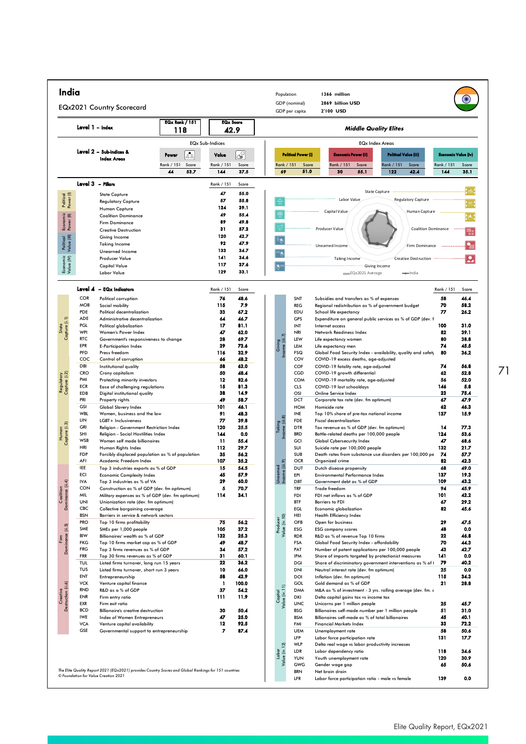# India

## EQx2021 Country Scorecard

Population 1366 million
GDP (nominal) 2869 billion USD
GDP per capita 2'100 USD

| Level 1 – Index | EQx Rank / 151 | EQx Score | |
|---|---|---|---|
| | 118 | 42.9 | Middle Quality Elites |

### Level 2 – Sub-Indices & Index Areas

| | Rank / 151 | Score |
|---|---|---|
| **EQx Sub-Indices** | | |
| Power | 44 | 53.7 |
| Value | 144 | 37.5 |
| **EQx Index Areas** | | |
| Political Power (i) | 69 | 51.0 |
| Economic Power (ii) | 30 | 55.1 |
| Political Value (iii) | 122 | 42.4 |
| Economic Value (iv) | 144 | 35.1 |

### Level 3 – Pillars

| Area | Pillar | Rank / 151 | Score |
|---|---|---|---|
| Political Power (i) | State Capture | 47 | 55.0 |
| | Regulatory Capture | 57 | 55.8 |
| | Human Capture | 124 | 39.1 |
| Economic Power (ii) | Coalition Dominance | 49 | 55.4 |
| | Firm Dominance | 89 | 49.8 |
| | Creative Destruction | 31 | 57.2 |
| Political Value (iii) | Giving Income | 120 | 42.7 |
| | Taking Income | 92 | 47.9 |
| | Unearned Income | 133 | 34.7 |
| Economic Value (iv) | Producer Value | 141 | 34.6 |
| | Capital Value | 117 | 37.6 |
| | Labor Value | 129 | 33.1 |

State Capture, Regulatory Capture, Human Capture, Coalition Dominance, Firm Dominance, Creative Destruction, Giving Income, Taking Income, Unearned Income, Producer Value, Capital Value, Labor Value

EQx2021 Average — India

### Level 4 – EQx Indicators

| Pillar | Code | Indicator | Rank / 151 | Score |
|---|---|---|---|---|
| State Capture (i.1) | COR | Political corruption | 76 | 48.6 |
| | MOB | Social mobility | 115 | 7.9 |
| | PDE | Political decentralization | 33 | 67.2 |
| | ADE | Administrative decentralization | 64 | 46.7 |
| | PGL | Political globalization | 17 | 81.1 |
| | WPI | Women's Power Index | 47 | 62.0 |
| | RTC | Government's responsiveness to change | 28 | 69.7 |
| | EPR | E-Participation Index | 29 | 73.6 |
| | PFD | Press freedom | 116 | 32.9 |
| | COC | Control of corruption | 66 | 48.2 |
| Regulatory Capture (i.2) | DBI | Institutional quality | 58 | 62.0 |
| | CRO | Crony capitalism | 50 | 48.4 |
| | PMI | Protecting minority investors | 12 | 82.6 |
| | ECR | Ease of challenging regulations | 15 | 81.3 |
| | EDB | Digital institutional quality | 38 | 14.9 |
| | PRI | Property rights | 49 | 58.7 |
| Human Capture (i.3) | GSI | Global Slavery Index | 101 | 46.1 |
| | WBL | Women, business and the law | 91 | 48.3 |
| | LIN | LGBT+ Inclusiveness | 77 | 39.8 |
| | GRI | Religion - Government Restriction Index | 120 | 25.5 |
| | SHI | Religion - Social Hostilities Index | 144 | 0.0 |
| | WSB | Women self made billionaires | 11 | 55.4 |
| | HRI | Human Rights Index | 112 | 29.7 |
| | FDP | Forcibly displaced population as % of population | 35 | 56.2 |
| | AFI | Academic Freedom Index | 107 | 35.2 |
| Coalition Dominance (ii.4) | IEE | Top 3 industries exports as % of GDP | 15 | 54.5 |
| | ECI | Economic Complexity Index | 45 | 57.9 |
| | IVA | Top 3 industries as % of VA | 29 | 60.0 |
| | CON | Construction as % of GDP (dev. fm optimum) | 5 | 70.7 |
| | MIL | Military expenses as % of GDP (dev. fm optimum) | 114 | 34.1 |
| | UNI | Unionization rate (dev. fm optimum) | | |
| | CBC | Collective bargaining coverage | | |
| | BSN | Barriers in service & network sectors | | |
| Firm Dominance (ii.5) | PRO | Top 10 firms profitability | 75 | 56.2 |
| | SME | SMEs per 1,000 people | 105 | 37.2 |
| | BIW | Billionaires' wealth as % of GDP | 132 | 25.3 |
| | FKG | Top 10 firms market cap as % of GDP | 49 | 48.7 |
| | FRG | Top 3 firms revenues as % of GDP | 34 | 57.2 |
| | FRR | Top 30 firms revenues as % of GDP | 31 | 60.1 |
| Creative Destruction (ii.6) | TUL | Listed firms turnover, long run 15 years | 22 | 36.2 |
| | TUS | Listed firms turnover, short run 3 years | 10 | 66.0 |
| | ENT | Entrepreneurship | 58 | 42.9 |
| | VCK | Venture capital finance | 1 | 100.0 |
| | RND | R&D as % of GDP | 37 | 54.2 |
| | ENR | Firm entry ratio | 111 | 11.9 |
| | EXR | Firm exit ratio | | |
| | BCD | Billionaire's creative destruction | 30 | 50.4 |
| | IWE | Index of Women Entrepreneurs | 47 | 25.0 |
| | VCA | Venture capital availability | 12 | 92.5 |
| | GSE | Governmental support to entrepreneurship | 7 | 87.4 |
| Giving Income (iii.7) | SNT | Subsidies and transfers as % of expenses | 58 | 46.4 |
| | REG | Regional redistribution as % of government budget | 70 | 58.2 |
| | EDU | School life expectancy | 77 | 26.2 |
| | GPS | Expenditure on general public services as % of GDP (dev. f | | |
| | INT | Internet access | 100 | 31.0 |
| | NRI | Network Readiness Index | 82 | 39.1 |
| | LEW | Life expectancy women | 80 | 38.8 |
| | LEM | Life expectancy men | 74 | 45.5 |
| | FSQ | Global Food Security Index - availability, quality and safety | 80 | 36.2 |
| | COV | COVID-19 excess deaths, age-adjusted | | |
| | COF | COVID-19 fatality rate, age-adjusted | 74 | 56.8 |
| | CGD | COVID-19 growth differential | 62 | 52.8 |
| | COM | COVID-19 mortality rate, age-adjusted | 56 | 52.0 |
| | CLS | COVID-19 lost schooldays | 146 | 5.8 |
| | OSI | Online Service Index | 23 | 75.4 |
| Taking Income (iii.8) | DCT | Corporate tax rate (dev. fm optimum) | 67 | 47.9 |
| | HOM | Homicide rate | 62 | 46.3 |
| | INE | Top 10% share of pre-tax national income | 137 | 15.9 |
| | FDE | Fiscal decentralization | | |
| | DTR | Tax revenue as % of GDP (dev. fm optimum) | 14 | 77.3 |
| | BRD | Battle-related deaths per 100,000 people | 124 | 53.6 |
| | GCI | Global Cybersecurity Index | 47 | 68.6 |
| | SUI | Suicide rate per 100,000 people | 132 | 21.7 |
| | SUB | Death rates from substance use disorders per 100,000 pe | 74 | 57.7 |
| | OCR | Organized crime | 82 | 42.3 |
| Unearned Income (iii.9) | DUT | Dutch disease propensity | 68 | 49.0 |
| | EPI | Environmental Performance Index | 137 | 19.3 |
| | DBT | Government debt as % of GDP | 109 | 43.2 |
| Producer Value (iv.10) | TRF | Trade freedom | 94 | 45.9 |
| | FDI | FDI net inflows as % of GDP | 101 | 42.2 |
| | BTF | Barriers to FDI | 67 | 29.2 |
| | EGL | Economic globalization | 82 | 45.6 |
| | HEI | Health Efficiency Index | | |
| | OFB | Open for business | 29 | 47.5 |
| | ESG | ESG company scores | 48 | 0.0 |
| | RDR | R&D as % of revenue Top 10 firms | 22 | 46.8 |
| | FSA | Global Food Security Index - affordability | 70 | 44.3 |
| | PAT | Number of patent applications per 100,000 people | 43 | 42.7 |
| | IPM | Share of imports targeted by protectionist measures | 141 | 0.0 |
| | DGI | Share of discriminatory government interventions as % of t | 79 | 40.2 |
| Capital Value (iv.11) | DNI | Neutral interest rate (dev. fm optimum) | 25 | 0.0 |
| | DOI | Inflation (dev. fm optimum) | 115 | 34.3 |
| | GOL | Gold demand as % of GDP | 21 | 28.8 |
| | DMA | M&A as % of investment - 3 yrs. rolling average (dev. fm. c | | |
| | DKI | Delta capital gains tax vs income tax | | |
| | UNC | Unicorns per 1 million people | 25 | 45.7 |
| | BSG | Billionaires self-made number per 1 million people | 51 | 31.0 |
| | BSM | Billionaires self-made as % of total billionaires | 45 | 40.1 |
| | FMI | Financial Markets Index | 33 | 72.2 |
| Labor Value (iv.12) | UEM | Unemployment rate | 58 | 50.6 |
| | LFP | Labor force participation rate | 131 | 17.7 |
| | WLP | Delta real wage vs labor productivity increases | | |
| | LDR | Labor dependency ratio | 118 | 34.6 |
| | YUN | Youth unemployment rate | 120 | 30.9 |
| | GWG | Gender wage gap | 65 | 50.6 |
| | BRN | Net brain drain | | |
| | LFR | Labor force participation ratio - male vs female | 139 | 0.0 |

*The Elite Quality Report 2021 (EQx2021) provides Country Scores and Global Rankings for 151 countries*
*© Foundation for Value Creation 2021*